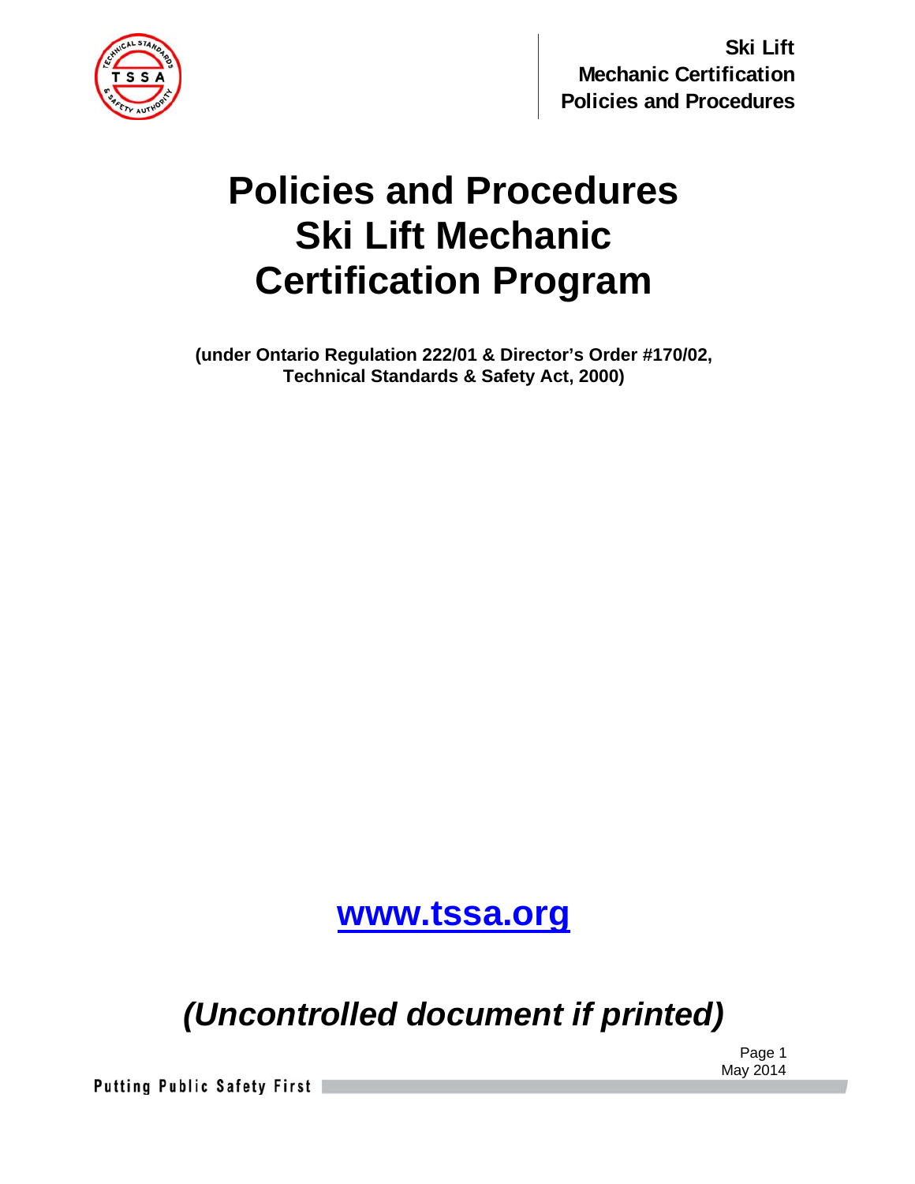# Policies and Procedures Ski Lift Mechanic Certification Program

**(under Ontario Regulation 222/01 & Director's Order #170/02, Technical Standards & Safety Act, 2000)**

**www.tssa.org**

***(Uncontrolled document if printed)***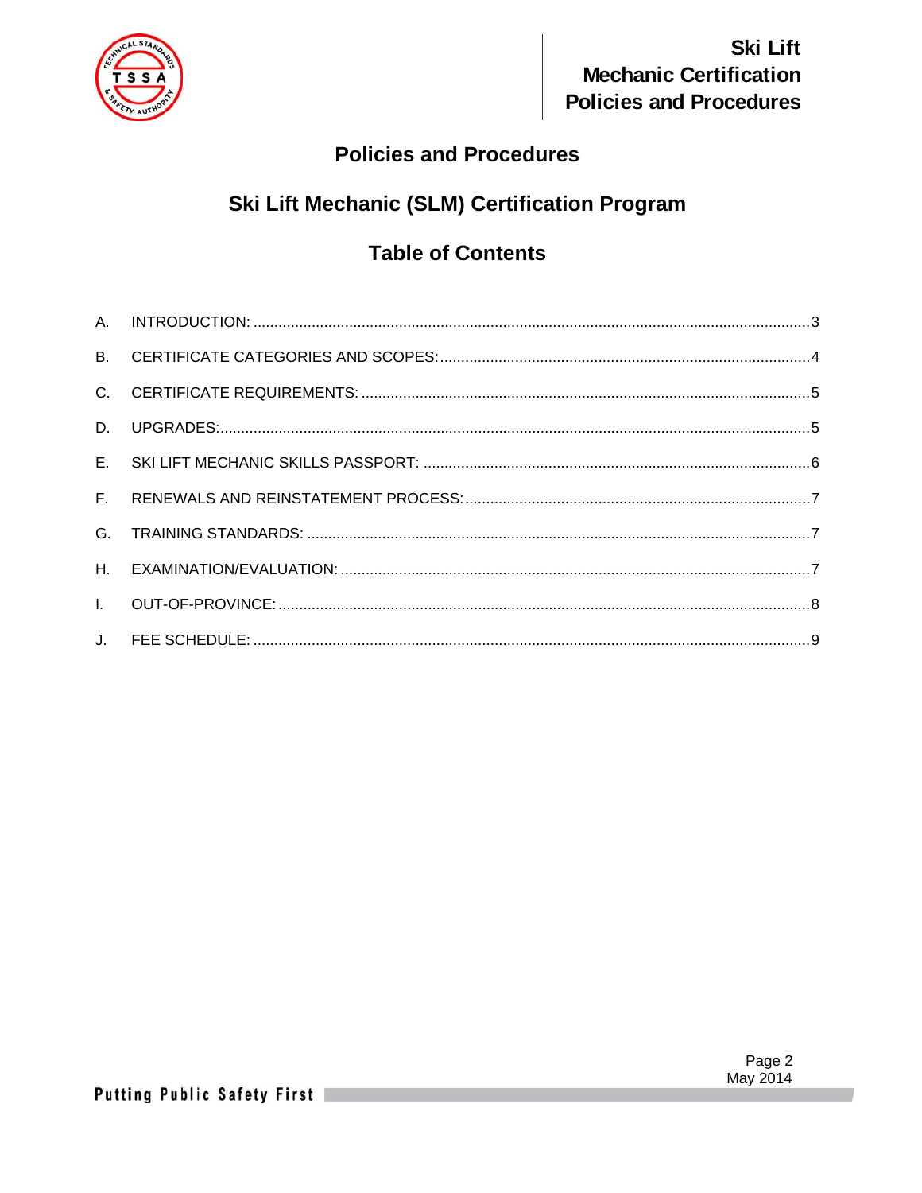# Policies and Procedures

## Ski Lift Mechanic (SLM) Certification Program

## Table of Contents

| | | |
|---|---|---|
| A. | INTRODUCTION: | 3 |
| B. | CERTIFICATE CATEGORIES AND SCOPES: | 4 |
| C. | CERTIFICATE REQUIREMENTS: | 5 |
| D. | UPGRADES: | 5 |
| E. | SKI LIFT MECHANIC SKILLS PASSPORT: | 6 |
| F. | RENEWALS AND REINSTATEMENT PROCESS: | 7 |
| G. | TRAINING STANDARDS: | 7 |
| H. | EXAMINATION/EVALUATION: | 7 |
| I. | OUT-OF-PROVINCE: | 8 |
| J. | FEE SCHEDULE: | 9 |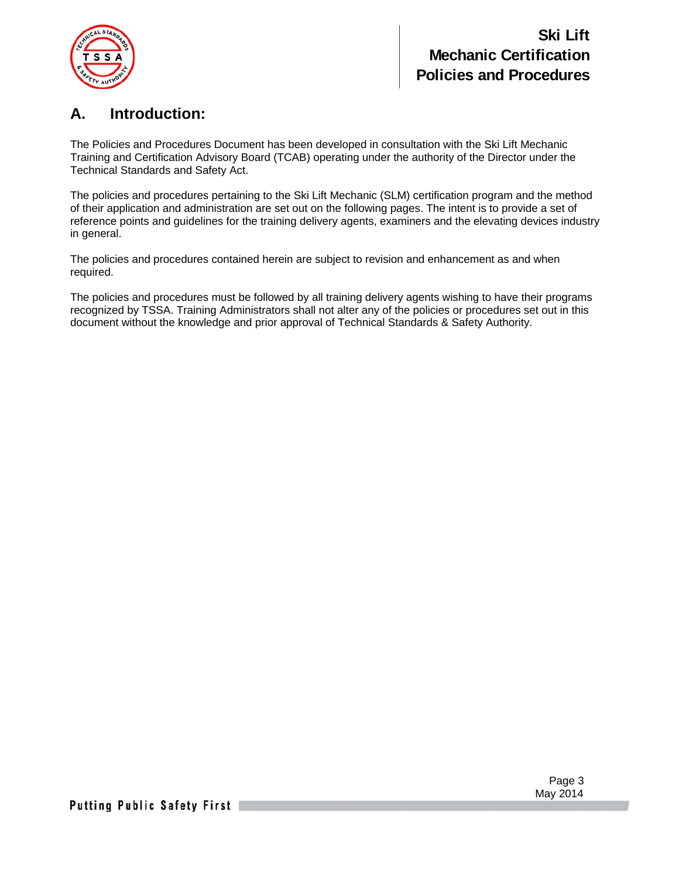## A. Introduction:

The Policies and Procedures Document has been developed in consultation with the Ski Lift Mechanic Training and Certification Advisory Board (TCAB) operating under the authority of the Director under the Technical Standards and Safety Act.

The policies and procedures pertaining to the Ski Lift Mechanic (SLM) certification program and the method of their application and administration are set out on the following pages. The intent is to provide a set of reference points and guidelines for the training delivery agents, examiners and the elevating devices industry in general.

The policies and procedures contained herein are subject to revision and enhancement as and when required.

The policies and procedures must be followed by all training delivery agents wishing to have their programs recognized by TSSA. Training Administrators shall not alter any of the policies or procedures set out in this document without the knowledge and prior approval of Technical Standards & Safety Authority.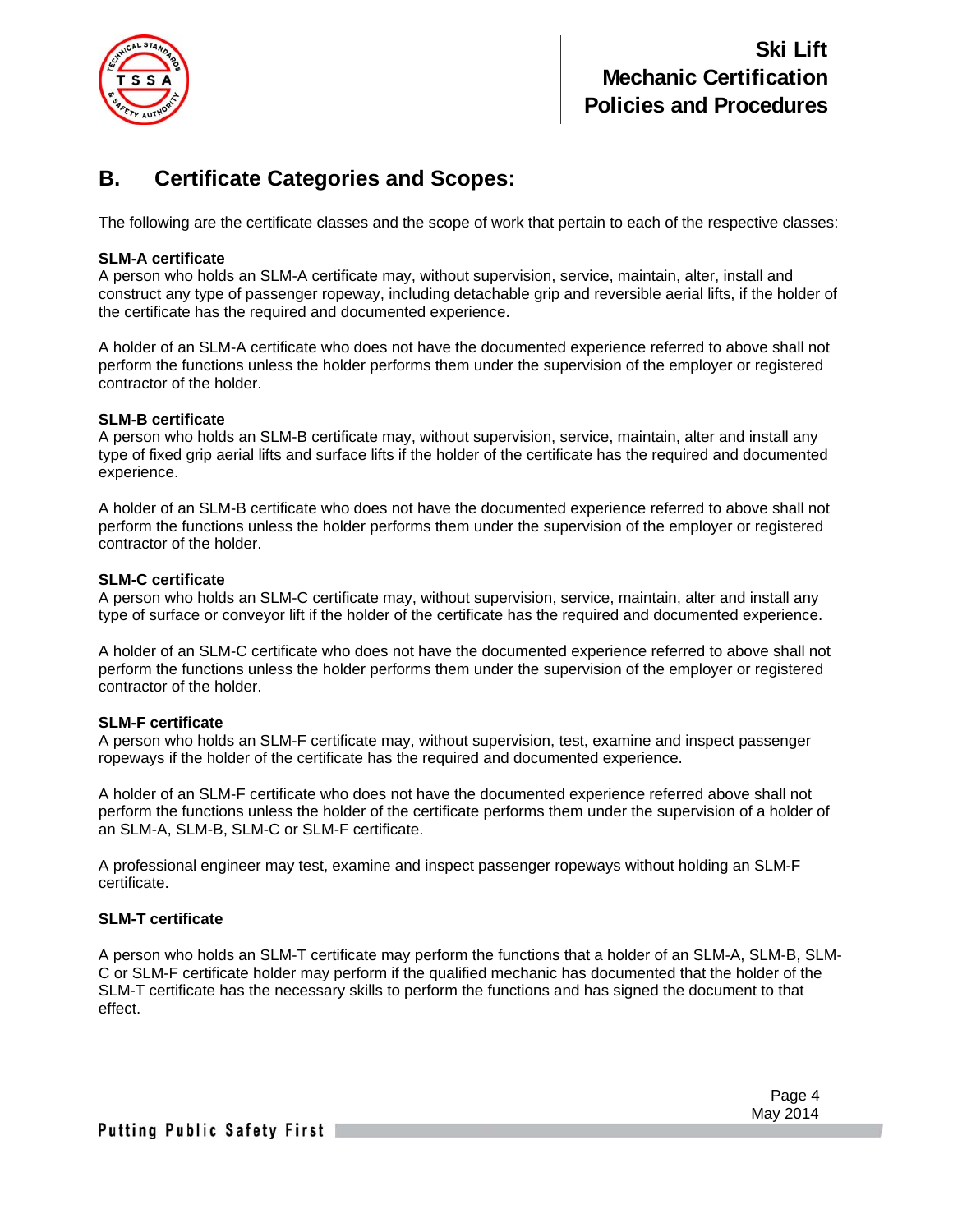## B. Certificate Categories and Scopes:

The following are the certificate classes and the scope of work that pertain to each of the respective classes:

**SLM-A certificate**
A person who holds an SLM-A certificate may, without supervision, service, maintain, alter, install and construct any type of passenger ropeway, including detachable grip and reversible aerial lifts, if the holder of the certificate has the required and documented experience.

A holder of an SLM-A certificate who does not have the documented experience referred to above shall not perform the functions unless the holder performs them under the supervision of the employer or registered contractor of the holder.

**SLM-B certificate**
A person who holds an SLM-B certificate may, without supervision, service, maintain, alter and install any type of fixed grip aerial lifts and surface lifts if the holder of the certificate has the required and documented experience.

A holder of an SLM-B certificate who does not have the documented experience referred to above shall not perform the functions unless the holder performs them under the supervision of the employer or registered contractor of the holder.

**SLM-C certificate**
A person who holds an SLM-C certificate may, without supervision, service, maintain, alter and install any type of surface or conveyor lift if the holder of the certificate has the required and documented experience.

A holder of an SLM-C certificate who does not have the documented experience referred to above shall not perform the functions unless the holder performs them under the supervision of the employer or registered contractor of the holder.

**SLM-F certificate**
A person who holds an SLM-F certificate may, without supervision, test, examine and inspect passenger ropeways if the holder of the certificate has the required and documented experience.

A holder of an SLM-F certificate who does not have the documented experience referred above shall not perform the functions unless the holder of the certificate performs them under the supervision of a holder of an SLM-A, SLM-B, SLM-C or SLM-F certificate.

A professional engineer may test, examine and inspect passenger ropeways without holding an SLM-F certificate.

**SLM-T certificate**

A person who holds an SLM-T certificate may perform the functions that a holder of an SLM-A, SLM-B, SLM-C or SLM-F certificate holder may perform if the qualified mechanic has documented that the holder of the SLM-T certificate has the necessary skills to perform the functions and has signed the document to that effect.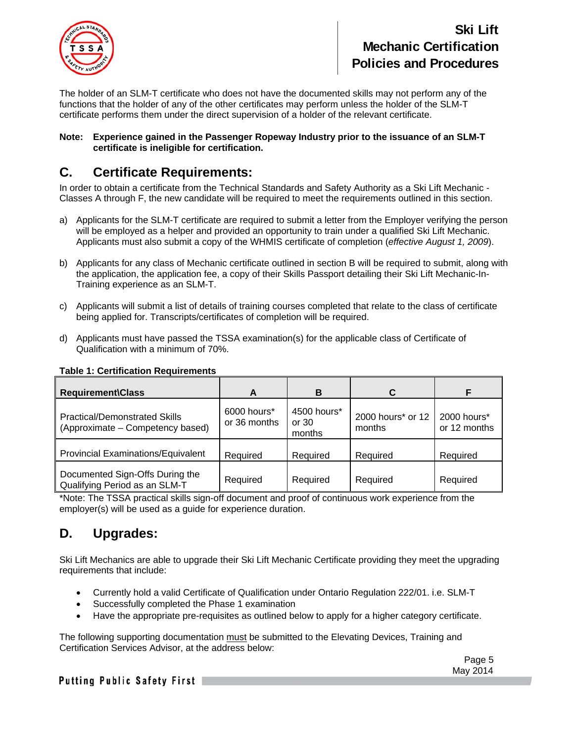The holder of an SLM-T certificate who does not have the documented skills may not perform any of the functions that the holder of any of the other certificates may perform unless the holder of the SLM-T certificate performs them under the direct supervision of a holder of the relevant certificate.

**Note: Experience gained in the Passenger Ropeway Industry prior to the issuance of an SLM-T certificate is ineligible for certification.**

## C. Certificate Requirements:

In order to obtain a certificate from the Technical Standards and Safety Authority as a Ski Lift Mechanic - Classes A through F, the new candidate will be required to meet the requirements outlined in this section.

a) Applicants for the SLM-T certificate are required to submit a letter from the Employer verifying the person will be employed as a helper and provided an opportunity to train under a qualified Ski Lift Mechanic. Applicants must also submit a copy of the WHMIS certificate of completion (*effective August 1, 2009*).

b) Applicants for any class of Mechanic certificate outlined in section B will be required to submit, along with the application, the application fee, a copy of their Skills Passport detailing their Ski Lift Mechanic-In-Training experience as an SLM-T.

c) Applicants will submit a list of details of training courses completed that relate to the class of certificate being applied for. Transcripts/certificates of completion will be required.

d) Applicants must have passed the TSSA examination(s) for the applicable class of Certificate of Qualification with a minimum of 70%.

**Table 1: Certification Requirements**

| Requirement\Class | A | B | C | F |
|---|---|---|---|---|
| Practical/Demonstrated Skills (Approximate – Competency based) | 6000 hours* or 36 months | 4500 hours* or 30 months | 2000 hours* or 12 months | 2000 hours* or 12 months |
| Provincial Examinations/Equivalent | Required | Required | Required | Required |
| Documented Sign-Offs During the Qualifying Period as an SLM-T | Required | Required | Required | Required |

*Note: The TSSA practical skills sign-off document and proof of continuous work experience from the employer(s) will be used as a guide for experience duration.

## D. Upgrades:

Ski Lift Mechanics are able to upgrade their Ski Lift Mechanic Certificate providing they meet the upgrading requirements that include:

- Currently hold a valid Certificate of Qualification under Ontario Regulation 222/01. i.e. SLM-T
- Successfully completed the Phase 1 examination
- Have the appropriate pre-requisites as outlined below to apply for a higher category certificate.

The following supporting documentation must be submitted to the Elevating Devices, Training and Certification Services Advisor, at the address below: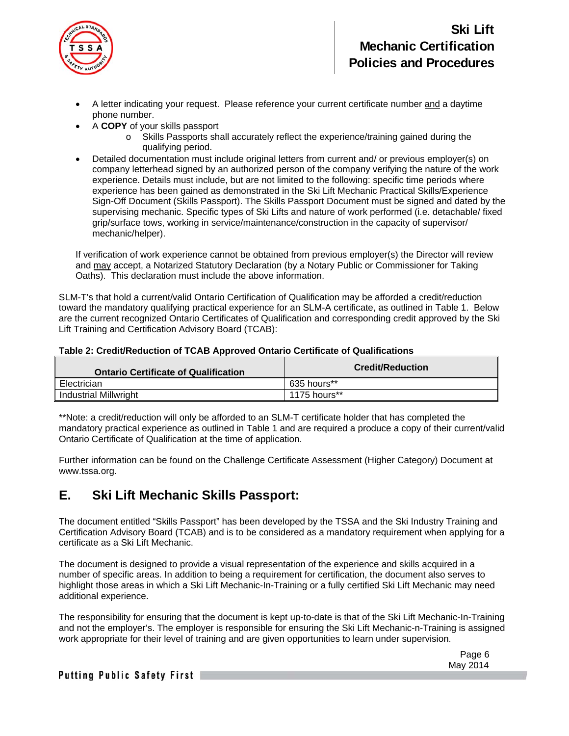- A letter indicating your request. Please reference your current certificate number and a daytime phone number.
- A **COPY** of your skills passport
  - Skills Passports shall accurately reflect the experience/training gained during the qualifying period.
- Detailed documentation must include original letters from current and/ or previous employer(s) on company letterhead signed by an authorized person of the company verifying the nature of the work experience. Details must include, but are not limited to the following: specific time periods where experience has been gained as demonstrated in the Ski Lift Mechanic Practical Skills/Experience Sign-Off Document (Skills Passport). The Skills Passport Document must be signed and dated by the supervising mechanic. Specific types of Ski Lifts and nature of work performed (i.e. detachable/ fixed grip/surface tows, working in service/maintenance/construction in the capacity of supervisor/ mechanic/helper).

If verification of work experience cannot be obtained from previous employer(s) the Director will review and may accept, a Notarized Statutory Declaration (by a Notary Public or Commissioner for Taking Oaths). This declaration must include the above information.

SLM-T's that hold a current/valid Ontario Certification of Qualification may be afforded a credit/reduction toward the mandatory qualifying practical experience for an SLM-A certificate, as outlined in Table 1. Below are the current recognized Ontario Certificates of Qualification and corresponding credit approved by the Ski Lift Training and Certification Advisory Board (TCAB):

**Table 2: Credit/Reduction of TCAB Approved Ontario Certificate of Qualifications**

| Ontario Certificate of Qualification | Credit/Reduction |
|---|---|
| Electrician | 635 hours** |
| Industrial Millwright | 1175 hours** |

**Note: a credit/reduction will only be afforded to an SLM-T certificate holder that has completed the mandatory practical experience as outlined in Table 1 and are required a produce a copy of their current/valid Ontario Certificate of Qualification at the time of application.

Further information can be found on the Challenge Certificate Assessment (Higher Category) Document at www.tssa.org.

## E. Ski Lift Mechanic Skills Passport:

The document entitled "Skills Passport" has been developed by the TSSA and the Ski Industry Training and Certification Advisory Board (TCAB) and is to be considered as a mandatory requirement when applying for a certificate as a Ski Lift Mechanic.

The document is designed to provide a visual representation of the experience and skills acquired in a number of specific areas. In addition to being a requirement for certification, the document also serves to highlight those areas in which a Ski Lift Mechanic-In-Training or a fully certified Ski Lift Mechanic may need additional experience.

The responsibility for ensuring that the document is kept up-to-date is that of the Ski Lift Mechanic-In-Training and not the employer's. The employer is responsible for ensuring the Ski Lift Mechanic-n-Training is assigned work appropriate for their level of training and are given opportunities to learn under supervision.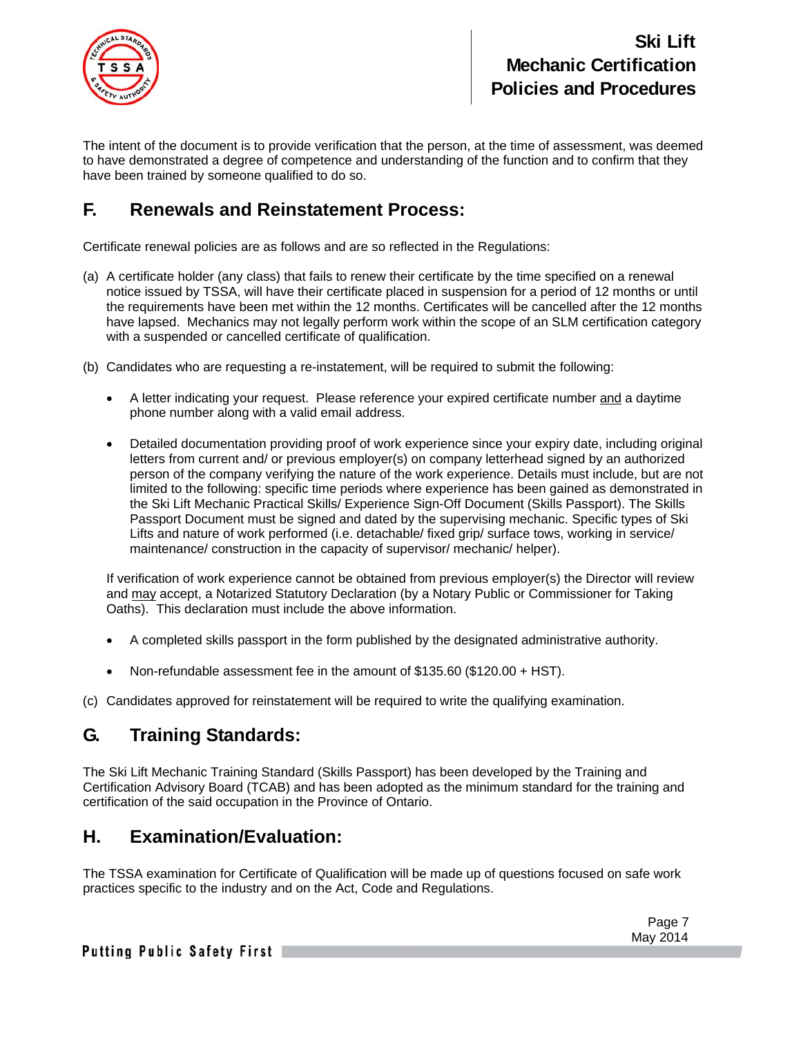The intent of the document is to provide verification that the person, at the time of assessment, was deemed to have demonstrated a degree of competence and understanding of the function and to confirm that they have been trained by someone qualified to do so.

## F. Renewals and Reinstatement Process:

Certificate renewal policies are as follows and are so reflected in the Regulations:

(a) A certificate holder (any class) that fails to renew their certificate by the time specified on a renewal notice issued by TSSA, will have their certificate placed in suspension for a period of 12 months or until the requirements have been met within the 12 months. Certificates will be cancelled after the 12 months have lapsed. Mechanics may not legally perform work within the scope of an SLM certification category with a suspended or cancelled certificate of qualification.

(b) Candidates who are requesting a re-instatement, will be required to submit the following:

- A letter indicating your request. Please reference your expired certificate number and a daytime phone number along with a valid email address.
- Detailed documentation providing proof of work experience since your expiry date, including original letters from current and/ or previous employer(s) on company letterhead signed by an authorized person of the company verifying the nature of the work experience. Details must include, but are not limited to the following: specific time periods where experience has been gained as demonstrated in the Ski Lift Mechanic Practical Skills/ Experience Sign-Off Document (Skills Passport). The Skills Passport Document must be signed and dated by the supervising mechanic. Specific types of Ski Lifts and nature of work performed (i.e. detachable/ fixed grip/ surface tows, working in service/ maintenance/ construction in the capacity of supervisor/ mechanic/ helper).

If verification of work experience cannot be obtained from previous employer(s) the Director will review and may accept, a Notarized Statutory Declaration (by a Notary Public or Commissioner for Taking Oaths). This declaration must include the above information.

- A completed skills passport in the form published by the designated administrative authority.
- Non-refundable assessment fee in the amount of $135.60 ($120.00 + HST).

(c) Candidates approved for reinstatement will be required to write the qualifying examination.

## G. Training Standards:

The Ski Lift Mechanic Training Standard (Skills Passport) has been developed by the Training and Certification Advisory Board (TCAB) and has been adopted as the minimum standard for the training and certification of the said occupation in the Province of Ontario.

## H. Examination/Evaluation:

The TSSA examination for Certificate of Qualification will be made up of questions focused on safe work practices specific to the industry and on the Act, Code and Regulations.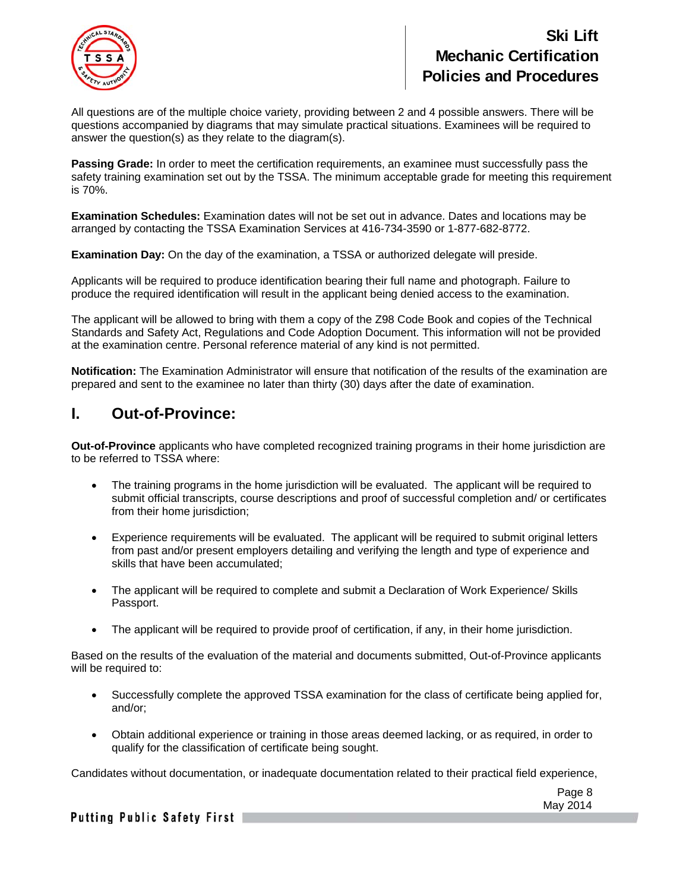All questions are of the multiple choice variety, providing between 2 and 4 possible answers. There will be questions accompanied by diagrams that may simulate practical situations. Examinees will be required to answer the question(s) as they relate to the diagram(s).

**Passing Grade:** In order to meet the certification requirements, an examinee must successfully pass the safety training examination set out by the TSSA. The minimum acceptable grade for meeting this requirement is 70%.

**Examination Schedules:** Examination dates will not be set out in advance. Dates and locations may be arranged by contacting the TSSA Examination Services at 416-734-3590 or 1-877-682-8772.

**Examination Day:** On the day of the examination, a TSSA or authorized delegate will preside.

Applicants will be required to produce identification bearing their full name and photograph. Failure to produce the required identification will result in the applicant being denied access to the examination.

The applicant will be allowed to bring with them a copy of the Z98 Code Book and copies of the Technical Standards and Safety Act, Regulations and Code Adoption Document. This information will not be provided at the examination centre. Personal reference material of any kind is not permitted.

**Notification:** The Examination Administrator will ensure that notification of the results of the examination are prepared and sent to the examinee no later than thirty (30) days after the date of examination.

## I. Out-of-Province:

**Out-of-Province** applicants who have completed recognized training programs in their home jurisdiction are to be referred to TSSA where:

- The training programs in the home jurisdiction will be evaluated. The applicant will be required to submit official transcripts, course descriptions and proof of successful completion and/ or certificates from their home jurisdiction;
- Experience requirements will be evaluated. The applicant will be required to submit original letters from past and/or present employers detailing and verifying the length and type of experience and skills that have been accumulated;
- The applicant will be required to complete and submit a Declaration of Work Experience/ Skills Passport.
- The applicant will be required to provide proof of certification, if any, in their home jurisdiction.

Based on the results of the evaluation of the material and documents submitted, Out-of-Province applicants will be required to:

- Successfully complete the approved TSSA examination for the class of certificate being applied for, and/or;
- Obtain additional experience or training in those areas deemed lacking, or as required, in order to qualify for the classification of certificate being sought.

Candidates without documentation, or inadequate documentation related to their practical field experience,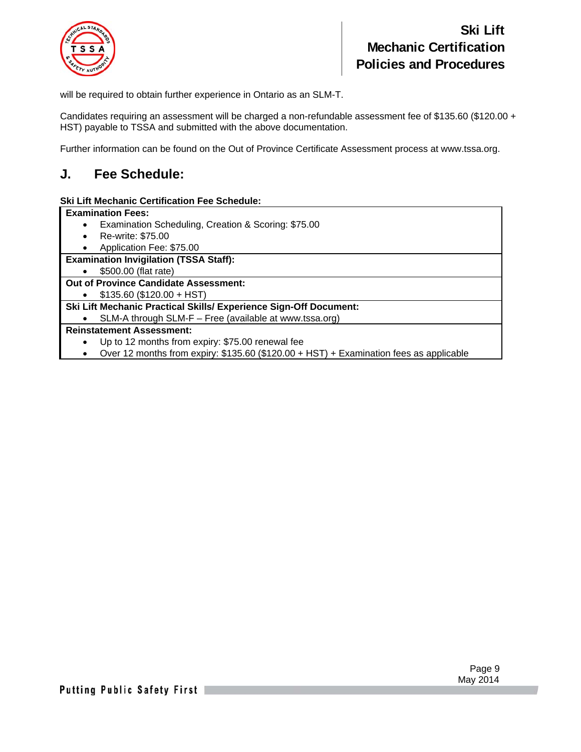will be required to obtain further experience in Ontario as an SLM-T.

Candidates requiring an assessment will be charged a non-refundable assessment fee of $135.60 ($120.00 + HST) payable to TSSA and submitted with the above documentation.

Further information can be found on the Out of Province Certificate Assessment process at www.tssa.org.

## J. Fee Schedule:

**Ski Lift Mechanic Certification Fee Schedule:**

**Examination Fees:**

- Examination Scheduling, Creation & Scoring: $75.00
- Re-write: $75.00
- Application Fee: $75.00

**Examination Invigilation (TSSA Staff):**

- $500.00 (flat rate)

**Out of Province Candidate Assessment:**

- $135.60 ($120.00 + HST)

**Ski Lift Mechanic Practical Skills/ Experience Sign-Off Document:**

- SLM-A through SLM-F – Free (available at www.tssa.org)

**Reinstatement Assessment:**

- Up to 12 months from expiry: $75.00 renewal fee
- Over 12 months from expiry: $135.60 ($120.00 + HST) + Examination fees as applicable